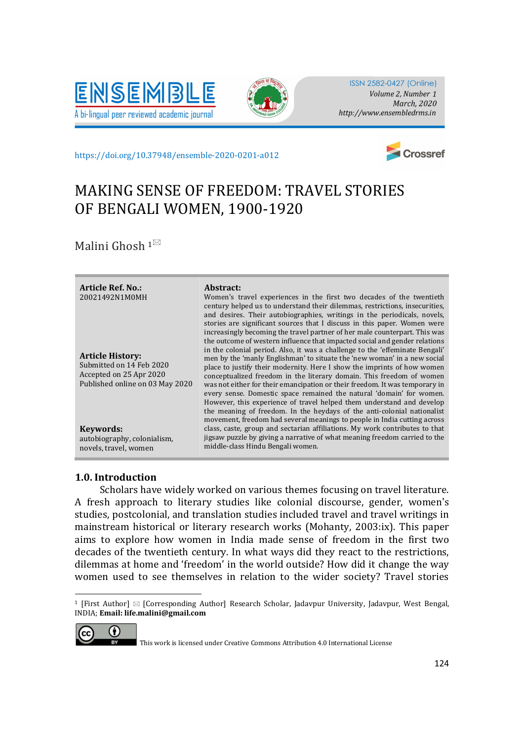https://doi.org/10.37948/ensemble-2020-0201-a012

# MAKING SENSE OF FREEDOM: TRAVEL STORIES OF BENGALI WOMEN, 1900-1920

Malini Ghosh [1]

**Article Ref. No.:**
20021492N1M0MH

**Article History:**
Submitted on 14 Feb 2020
Accepted on 25 Apr 2020
Published online on 03 May 2020

**Keywords:**
autobiography, colonialism, novels, travel, women

**Abstract:**
Women's travel experiences in the first two decades of the twentieth century helped us to understand their dilemmas, restrictions, insecurities, and desires. Their autobiographies, writings in the periodicals, novels, stories are significant sources that I discuss in this paper. Women were increasingly becoming the travel partner of her male counterpart. This was the outcome of western influence that impacted social and gender relations in the colonial period. Also, it was a challenge to the 'effeminate Bengali' men by the 'manly Englishman' to situate the 'new woman' in a new social place to justify their modernity. Here I show the imprints of how women conceptualized freedom in the literary domain. This freedom of women was not either for their emancipation or their freedom. It was temporary in every sense. Domestic space remained the natural 'domain' for women. However, this experience of travel helped them understand and develop the meaning of freedom. In the heydays of the anti-colonial nationalist movement, freedom had several meanings to people in India cutting across class, caste, group and sectarian affiliations. My work contributes to that jigsaw puzzle by giving a narrative of what meaning freedom carried to the middle-class Hindu Bengali women.

## 1.0. Introduction

Scholars have widely worked on various themes focusing on travel literature. A fresh approach to literary studies like colonial discourse, gender, women's studies, postcolonial, and translation studies included travel and travel writings in mainstream historical or literary research works (Mohanty, 2003:ix). This paper aims to explore how women in India made sense of freedom in the first two decades of the twentieth century. In what ways did they react to the restrictions, dilemmas at home and 'freedom' in the world outside? How did it change the way women used to see themselves in relation to the wider society? Travel stories

---

[1] [First Author] ✉ [Corresponding Author] Research Scholar, Jadavpur University, Jadavpur, West Bengal, INDIA; **Email: life.malini@gmail.com**

This work is licensed under Creative Commons Attribution 4.0 International License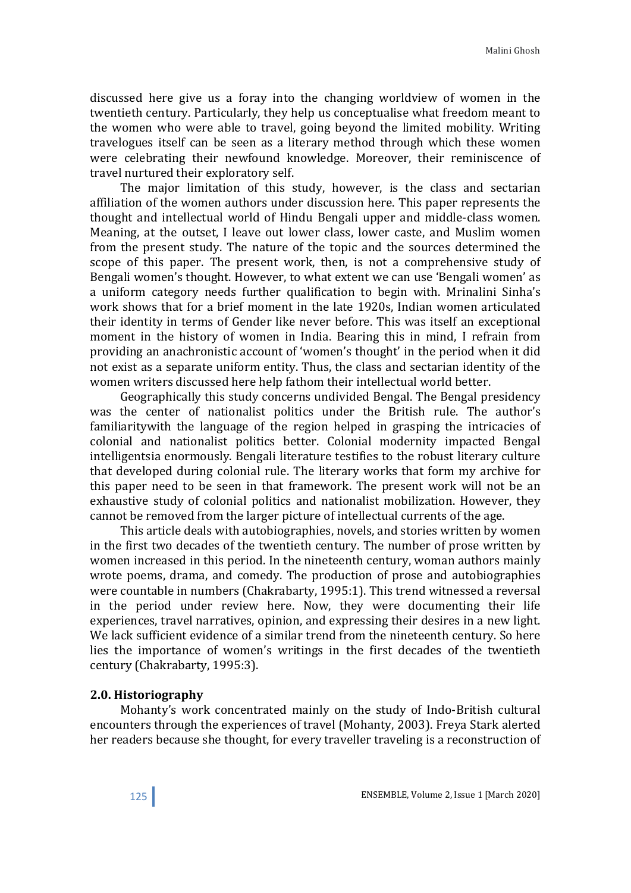discussed here give us a foray into the changing worldview of women in the twentieth century. Particularly, they help us conceptualise what freedom meant to the women who were able to travel, going beyond the limited mobility. Writing travelogues itself can be seen as a literary method through which these women were celebrating their newfound knowledge. Moreover, their reminiscence of travel nurtured their exploratory self.

The major limitation of this study, however, is the class and sectarian affiliation of the women authors under discussion here. This paper represents the thought and intellectual world of Hindu Bengali upper and middle-class women. Meaning, at the outset, I leave out lower class, lower caste, and Muslim women from the present study. The nature of the topic and the sources determined the scope of this paper. The present work, then, is not a comprehensive study of Bengali women's thought. However, to what extent we can use 'Bengali women' as a uniform category needs further qualification to begin with. Mrinalini Sinha's work shows that for a brief moment in the late 1920s, Indian women articulated their identity in terms of Gender like never before. This was itself an exceptional moment in the history of women in India. Bearing this in mind, I refrain from providing an anachronistic account of 'women's thought' in the period when it did not exist as a separate uniform entity. Thus, the class and sectarian identity of the women writers discussed here help fathom their intellectual world better.

Geographically this study concerns undivided Bengal. The Bengal presidency was the center of nationalist politics under the British rule. The author's familiaritywith the language of the region helped in grasping the intricacies of colonial and nationalist politics better. Colonial modernity impacted Bengal intelligentsia enormously. Bengali literature testifies to the robust literary culture that developed during colonial rule. The literary works that form my archive for this paper need to be seen in that framework. The present work will not be an exhaustive study of colonial politics and nationalist mobilization. However, they cannot be removed from the larger picture of intellectual currents of the age.

This article deals with autobiographies, novels, and stories written by women in the first two decades of the twentieth century. The number of prose written by women increased in this period. In the nineteenth century, woman authors mainly wrote poems, drama, and comedy. The production of prose and autobiographies were countable in numbers (Chakrabarty, 1995:1). This trend witnessed a reversal in the period under review here. Now, they were documenting their life experiences, travel narratives, opinion, and expressing their desires in a new light. We lack sufficient evidence of a similar trend from the nineteenth century. So here lies the importance of women's writings in the first decades of the twentieth century (Chakrabarty, 1995:3).

## 2.0. Historiography

Mohanty's work concentrated mainly on the study of Indo-British cultural encounters through the experiences of travel (Mohanty, 2003). Freya Stark alerted her readers because she thought, for every traveller traveling is a reconstruction of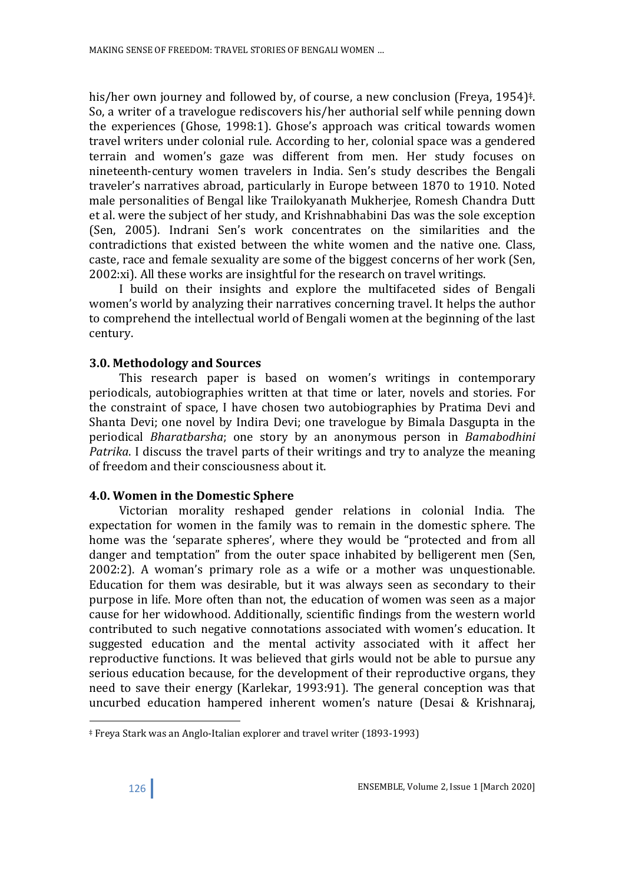his/her own journey and followed by, of course, a new conclusion (Freya, 1954)[‡]. So, a writer of a travelogue rediscovers his/her authorial self while penning down the experiences (Ghose, 1998:1). Ghose's approach was critical towards women travel writers under colonial rule. According to her, colonial space was a gendered terrain and women's gaze was different from men. Her study focuses on nineteenth-century women travelers in India. Sen's study describes the Bengali traveler's narratives abroad, particularly in Europe between 1870 to 1910. Noted male personalities of Bengal like Trailokyanath Mukherjee, Romesh Chandra Dutt et al. were the subject of her study, and Krishnabhabini Das was the sole exception (Sen, 2005). Indrani Sen's work concentrates on the similarities and the contradictions that existed between the white women and the native one. Class, caste, race and female sexuality are some of the biggest concerns of her work (Sen, 2002:xi). All these works are insightful for the research on travel writings.

I build on their insights and explore the multifaceted sides of Bengali women's world by analyzing their narratives concerning travel. It helps the author to comprehend the intellectual world of Bengali women at the beginning of the last century.

## 3.0. Methodology and Sources

This research paper is based on women's writings in contemporary periodicals, autobiographies written at that time or later, novels and stories. For the constraint of space, I have chosen two autobiographies by Pratima Devi and Shanta Devi; one novel by Indira Devi; one travelogue by Bimala Dasgupta in the periodical *Bharatbarsha*; one story by an anonymous person in *Bamabodhini Patrika*. I discuss the travel parts of their writings and try to analyze the meaning of freedom and their consciousness about it.

## 4.0. Women in the Domestic Sphere

Victorian morality reshaped gender relations in colonial India. The expectation for women in the family was to remain in the domestic sphere. The home was the 'separate spheres', where they would be "protected and from all danger and temptation" from the outer space inhabited by belligerent men (Sen, 2002:2). A woman's primary role as a wife or a mother was unquestionable. Education for them was desirable, but it was always seen as secondary to their purpose in life. More often than not, the education of women was seen as a major cause for her widowhood. Additionally, scientific findings from the western world contributed to such negative connotations associated with women's education. It suggested education and the mental activity associated with it affect her reproductive functions. It was believed that girls would not be able to pursue any serious education because, for the development of their reproductive organs, they need to save their energy (Karlekar, 1993:91). The general conception was that uncurbed education hampered inherent women's nature (Desai & Krishnaraj,

---

[‡] Freya Stark was an Anglo-Italian explorer and travel writer (1893-1993)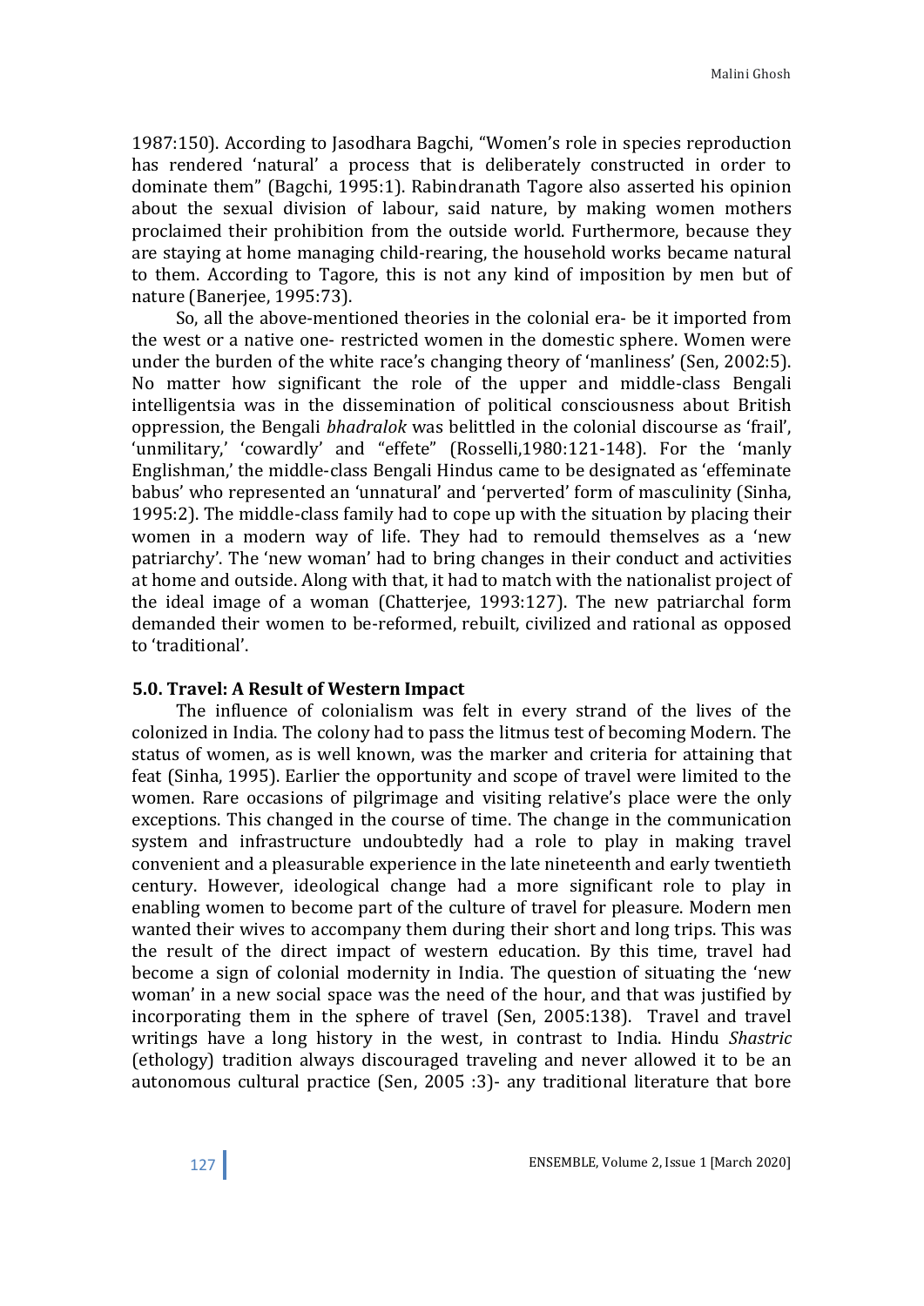1987:150). According to Jasodhara Bagchi, "Women's role in species reproduction has rendered 'natural' a process that is deliberately constructed in order to dominate them" (Bagchi, 1995:1). Rabindranath Tagore also asserted his opinion about the sexual division of labour, said nature, by making women mothers proclaimed their prohibition from the outside world. Furthermore, because they are staying at home managing child-rearing, the household works became natural to them. According to Tagore, this is not any kind of imposition by men but of nature (Banerjee, 1995:73).

So, all the above-mentioned theories in the colonial era- be it imported from the west or a native one- restricted women in the domestic sphere. Women were under the burden of the white race's changing theory of 'manliness' (Sen, 2002:5). No matter how significant the role of the upper and middle-class Bengali intelligentsia was in the dissemination of political consciousness about British oppression, the Bengali *bhadralok* was belittled in the colonial discourse as 'frail', 'unmilitary,' 'cowardly' and "effete" (Rosselli,1980:121-148). For the 'manly Englishman,' the middle-class Bengali Hindus came to be designated as 'effeminate babus' who represented an 'unnatural' and 'perverted' form of masculinity (Sinha, 1995:2). The middle-class family had to cope up with the situation by placing their women in a modern way of life. They had to remould themselves as a 'new patriarchy'. The 'new woman' had to bring changes in their conduct and activities at home and outside. Along with that, it had to match with the nationalist project of the ideal image of a woman (Chatterjee, 1993:127). The new patriarchal form demanded their women to be-reformed, rebuilt, civilized and rational as opposed to 'traditional'.

## 5.0. Travel: A Result of Western Impact

The influence of colonialism was felt in every strand of the lives of the colonized in India. The colony had to pass the litmus test of becoming Modern. The status of women, as is well known, was the marker and criteria for attaining that feat (Sinha, 1995). Earlier the opportunity and scope of travel were limited to the women. Rare occasions of pilgrimage and visiting relative's place were the only exceptions. This changed in the course of time. The change in the communication system and infrastructure undoubtedly had a role to play in making travel convenient and a pleasurable experience in the late nineteenth and early twentieth century. However, ideological change had a more significant role to play in enabling women to become part of the culture of travel for pleasure. Modern men wanted their wives to accompany them during their short and long trips. This was the result of the direct impact of western education. By this time, travel had become a sign of colonial modernity in India. The question of situating the 'new woman' in a new social space was the need of the hour, and that was justified by incorporating them in the sphere of travel (Sen, 2005:138). Travel and travel writings have a long history in the west, in contrast to India. Hindu *Shastric* (ethology) tradition always discouraged traveling and never allowed it to be an autonomous cultural practice (Sen, 2005 :3)- any traditional literature that bore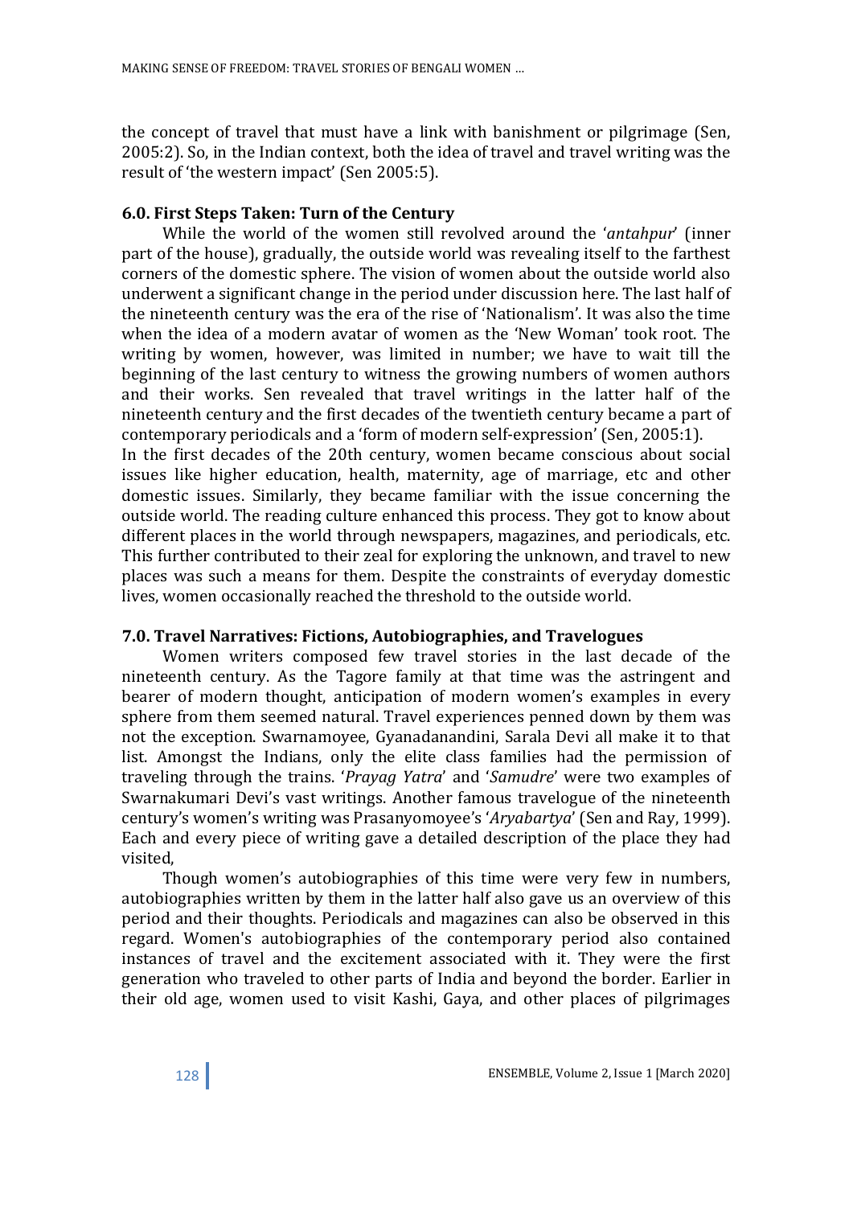the concept of travel that must have a link with banishment or pilgrimage (Sen, 2005:2). So, in the Indian context, both the idea of travel and travel writing was the result of 'the western impact' (Sen 2005:5).

## 6.0. First Steps Taken: Turn of the Century

While the world of the women still revolved around the '*antahpur*' (inner part of the house), gradually, the outside world was revealing itself to the farthest corners of the domestic sphere. The vision of women about the outside world also underwent a significant change in the period under discussion here. The last half of the nineteenth century was the era of the rise of 'Nationalism'. It was also the time when the idea of a modern avatar of women as the 'New Woman' took root. The writing by women, however, was limited in number; we have to wait till the beginning of the last century to witness the growing numbers of women authors and their works. Sen revealed that travel writings in the latter half of the nineteenth century and the first decades of the twentieth century became a part of contemporary periodicals and a 'form of modern self-expression' (Sen, 2005:1).

In the first decades of the 20th century, women became conscious about social issues like higher education, health, maternity, age of marriage, etc and other domestic issues. Similarly, they became familiar with the issue concerning the outside world. The reading culture enhanced this process. They got to know about different places in the world through newspapers, magazines, and periodicals, etc. This further contributed to their zeal for exploring the unknown, and travel to new places was such a means for them. Despite the constraints of everyday domestic lives, women occasionally reached the threshold to the outside world.

## 7.0. Travel Narratives: Fictions, Autobiographies, and Travelogues

Women writers composed few travel stories in the last decade of the nineteenth century. As the Tagore family at that time was the astringent and bearer of modern thought, anticipation of modern women's examples in every sphere from them seemed natural. Travel experiences penned down by them was not the exception. Swarnamoyee, Gyanadanandini, Sarala Devi all make it to that list. Amongst the Indians, only the elite class families had the permission of traveling through the trains. '*Prayag Yatra*' and '*Samudre*' were two examples of Swarnakumari Devi's vast writings. Another famous travelogue of the nineteenth century's women's writing was Prasanyomoyee's '*Aryabartya*' (Sen and Ray, 1999). Each and every piece of writing gave a detailed description of the place they had visited,

Though women's autobiographies of this time were very few in numbers, autobiographies written by them in the latter half also gave us an overview of this period and their thoughts. Periodicals and magazines can also be observed in this regard. Women's autobiographies of the contemporary period also contained instances of travel and the excitement associated with it. They were the first generation who traveled to other parts of India and beyond the border. Earlier in their old age, women used to visit Kashi, Gaya, and other places of pilgrimages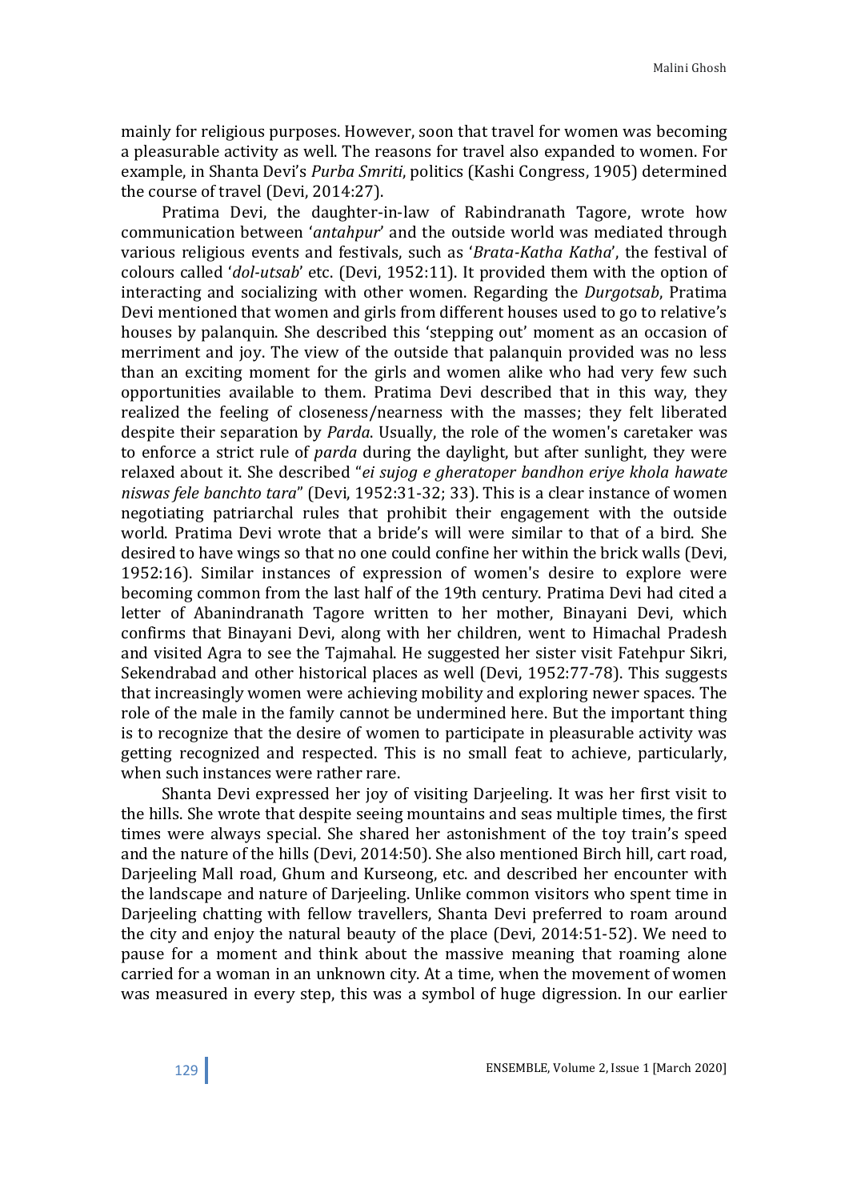mainly for religious purposes. However, soon that travel for women was becoming a pleasurable activity as well. The reasons for travel also expanded to women. For example, in Shanta Devi's *Purba Smriti*, politics (Kashi Congress, 1905) determined the course of travel (Devi, 2014:27).

Pratima Devi, the daughter-in-law of Rabindranath Tagore, wrote how communication between '*antahpur*' and the outside world was mediated through various religious events and festivals, such as '*Brata-Katha Katha*', the festival of colours called '*dol-utsab*' etc. (Devi, 1952:11). It provided them with the option of interacting and socializing with other women. Regarding the *Durgotsab*, Pratima Devi mentioned that women and girls from different houses used to go to relative's houses by palanquin. She described this 'stepping out' moment as an occasion of merriment and joy. The view of the outside that palanquin provided was no less than an exciting moment for the girls and women alike who had very few such opportunities available to them. Pratima Devi described that in this way, they realized the feeling of closeness/nearness with the masses; they felt liberated despite their separation by *Parda*. Usually, the role of the women's caretaker was to enforce a strict rule of *parda* during the daylight, but after sunlight, they were relaxed about it. She described "*ei sujog e gheratoper bandhon eriye khola hawate niswas fele banchto tara*" (Devi, 1952:31-32; 33). This is a clear instance of women negotiating patriarchal rules that prohibit their engagement with the outside world. Pratima Devi wrote that a bride's will were similar to that of a bird. She desired to have wings so that no one could confine her within the brick walls (Devi, 1952:16). Similar instances of expression of women's desire to explore were becoming common from the last half of the 19th century. Pratima Devi had cited a letter of Abanindranath Tagore written to her mother, Binayani Devi, which confirms that Binayani Devi, along with her children, went to Himachal Pradesh and visited Agra to see the Tajmahal. He suggested her sister visit Fatehpur Sikri, Sekendrabad and other historical places as well (Devi, 1952:77-78). This suggests that increasingly women were achieving mobility and exploring newer spaces. The role of the male in the family cannot be undermined here. But the important thing is to recognize that the desire of women to participate in pleasurable activity was getting recognized and respected. This is no small feat to achieve, particularly, when such instances were rather rare.

Shanta Devi expressed her joy of visiting Darjeeling. It was her first visit to the hills. She wrote that despite seeing mountains and seas multiple times, the first times were always special. She shared her astonishment of the toy train's speed and the nature of the hills (Devi, 2014:50). She also mentioned Birch hill, cart road, Darjeeling Mall road, Ghum and Kurseong, etc. and described her encounter with the landscape and nature of Darjeeling. Unlike common visitors who spent time in Darjeeling chatting with fellow travellers, Shanta Devi preferred to roam around the city and enjoy the natural beauty of the place (Devi, 2014:51-52). We need to pause for a moment and think about the massive meaning that roaming alone carried for a woman in an unknown city. At a time, when the movement of women was measured in every step, this was a symbol of huge digression. In our earlier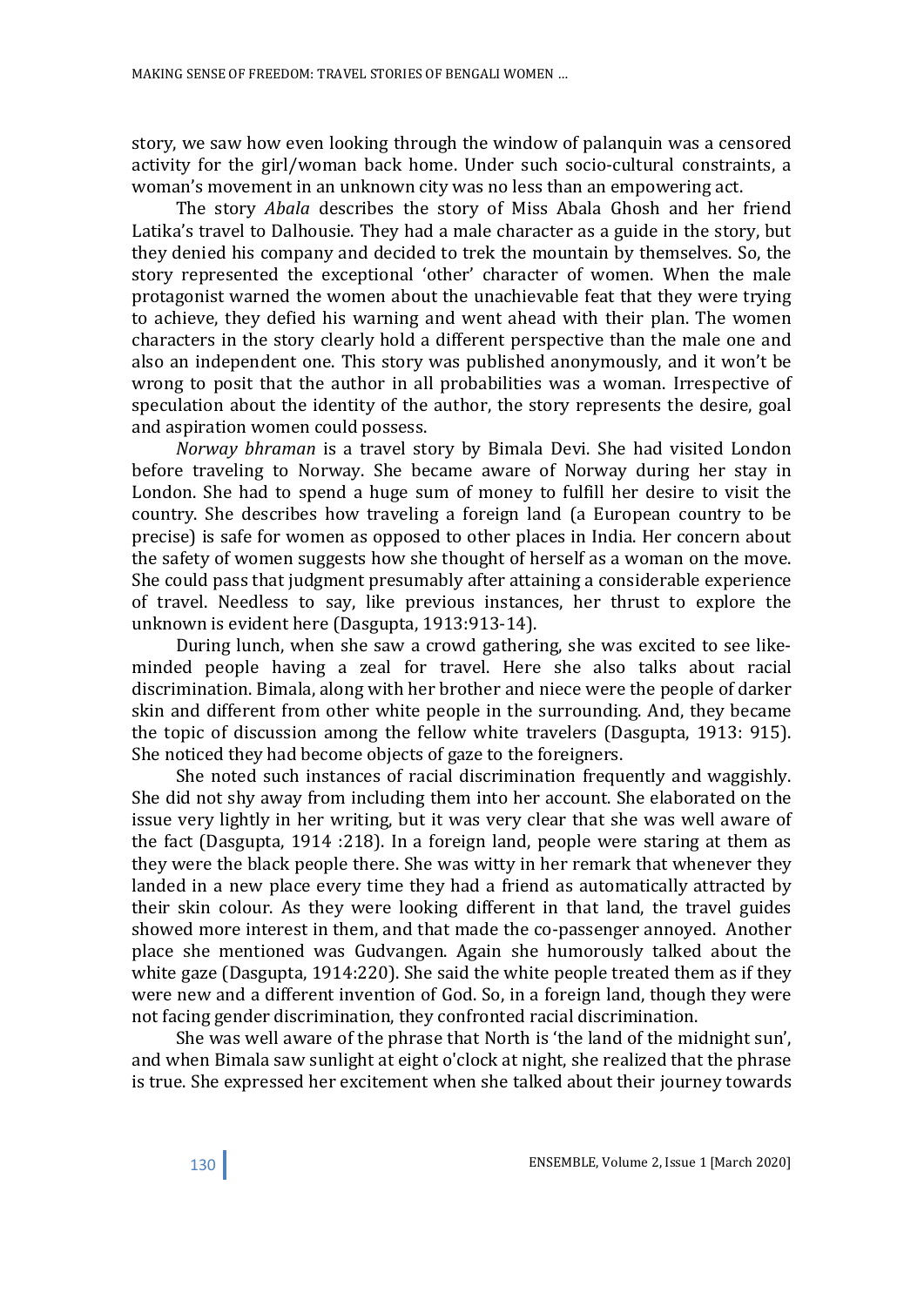story, we saw how even looking through the window of palanquin was a censored activity for the girl/woman back home. Under such socio-cultural constraints, a woman's movement in an unknown city was no less than an empowering act.

The story *Abala* describes the story of Miss Abala Ghosh and her friend Latika's travel to Dalhousie. They had a male character as a guide in the story, but they denied his company and decided to trek the mountain by themselves. So, the story represented the exceptional 'other' character of women. When the male protagonist warned the women about the unachievable feat that they were trying to achieve, they defied his warning and went ahead with their plan. The women characters in the story clearly hold a different perspective than the male one and also an independent one. This story was published anonymously, and it won't be wrong to posit that the author in all probabilities was a woman. Irrespective of speculation about the identity of the author, the story represents the desire, goal and aspiration women could possess.

*Norway bhraman* is a travel story by Bimala Devi. She had visited London before traveling to Norway. She became aware of Norway during her stay in London. She had to spend a huge sum of money to fulfill her desire to visit the country. She describes how traveling a foreign land (a European country to be precise) is safe for women as opposed to other places in India. Her concern about the safety of women suggests how she thought of herself as a woman on the move. She could pass that judgment presumably after attaining a considerable experience of travel. Needless to say, like previous instances, her thrust to explore the unknown is evident here (Dasgupta, 1913:913-14).

During lunch, when she saw a crowd gathering, she was excited to see like-minded people having a zeal for travel. Here she also talks about racial discrimination. Bimala, along with her brother and niece were the people of darker skin and different from other white people in the surrounding. And, they became the topic of discussion among the fellow white travelers (Dasgupta, 1913: 915). She noticed they had become objects of gaze to the foreigners.

She noted such instances of racial discrimination frequently and waggishly. She did not shy away from including them into her account. She elaborated on the issue very lightly in her writing, but it was very clear that she was well aware of the fact (Dasgupta, 1914 :218). In a foreign land, people were staring at them as they were the black people there. She was witty in her remark that whenever they landed in a new place every time they had a friend as automatically attracted by their skin colour. As they were looking different in that land, the travel guides showed more interest in them, and that made the co-passenger annoyed. Another place she mentioned was Gudvangen. Again she humorously talked about the white gaze (Dasgupta, 1914:220). She said the white people treated them as if they were new and a different invention of God. So, in a foreign land, though they were not facing gender discrimination, they confronted racial discrimination.

She was well aware of the phrase that North is 'the land of the midnight sun', and when Bimala saw sunlight at eight o'clock at night, she realized that the phrase is true. She expressed her excitement when she talked about their journey towards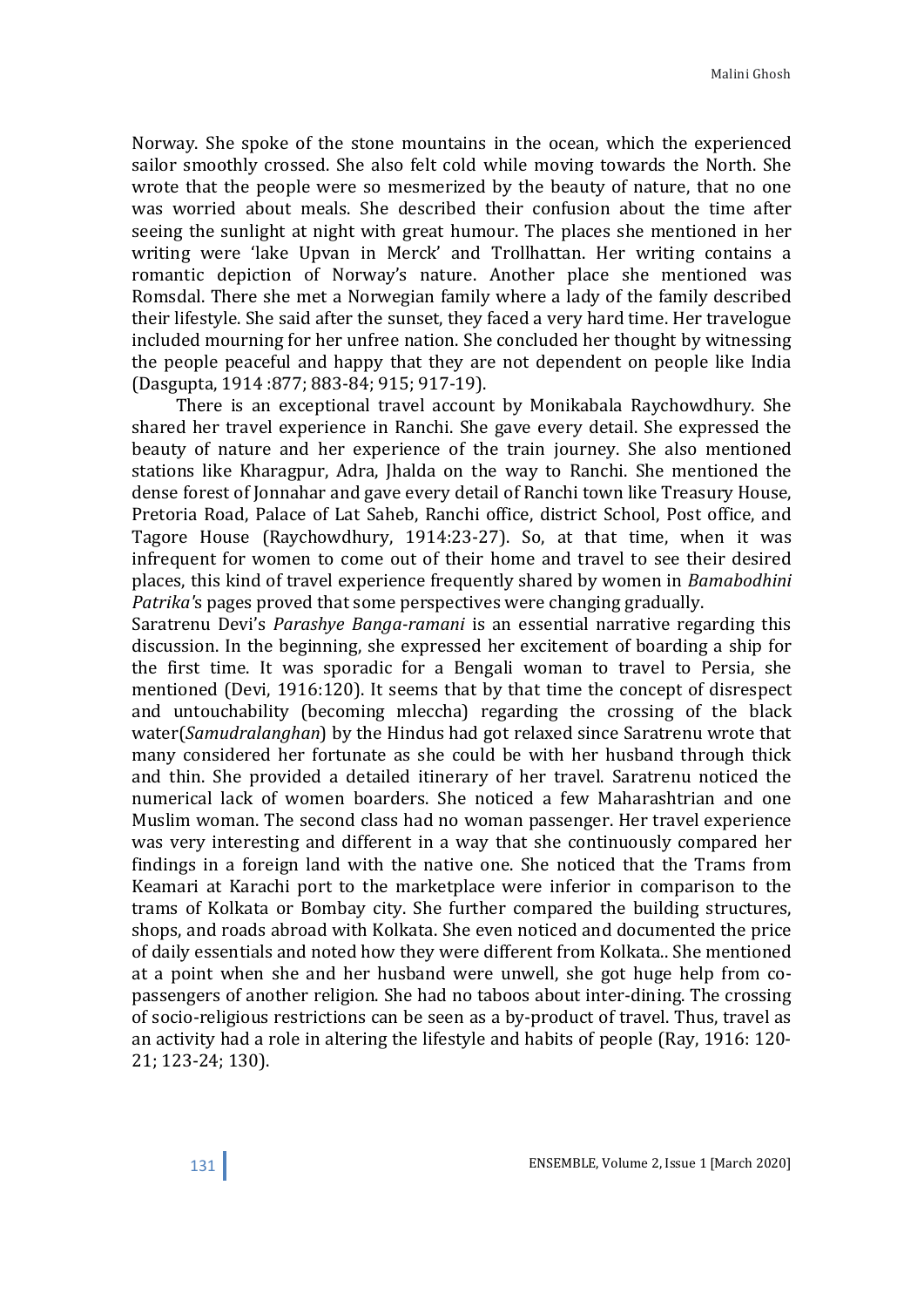Norway. She spoke of the stone mountains in the ocean, which the experienced sailor smoothly crossed. She also felt cold while moving towards the North. She wrote that the people were so mesmerized by the beauty of nature, that no one was worried about meals. She described their confusion about the time after seeing the sunlight at night with great humour. The places she mentioned in her writing were 'lake Upvan in Merck' and Trollhattan. Her writing contains a romantic depiction of Norway's nature. Another place she mentioned was Romsdal. There she met a Norwegian family where a lady of the family described their lifestyle. She said after the sunset, they faced a very hard time. Her travelogue included mourning for her unfree nation. She concluded her thought by witnessing the people peaceful and happy that they are not dependent on people like India (Dasgupta, 1914 :877; 883-84; 915; 917-19).

There is an exceptional travel account by Monikabala Raychowdhury. She shared her travel experience in Ranchi. She gave every detail. She expressed the beauty of nature and her experience of the train journey. She also mentioned stations like Kharagpur, Adra, Jhalda on the way to Ranchi. She mentioned the dense forest of Jonnahar and gave every detail of Ranchi town like Treasury House, Pretoria Road, Palace of Lat Saheb, Ranchi office, district School, Post office, and Tagore House (Raychowdhury, 1914:23-27). So, at that time, when it was infrequent for women to come out of their home and travel to see their desired places, this kind of travel experience frequently shared by women in *Bamabodhini Patrika*'s pages proved that some perspectives were changing gradually.

Saratrenu Devi's *Parashye Banga-ramani* is an essential narrative regarding this discussion. In the beginning, she expressed her excitement of boarding a ship for the first time. It was sporadic for a Bengali woman to travel to Persia, she mentioned (Devi, 1916:120). It seems that by that time the concept of disrespect and untouchability (becoming mleccha) regarding the crossing of the black water(*Samudralanghan*) by the Hindus had got relaxed since Saratrenu wrote that many considered her fortunate as she could be with her husband through thick and thin. She provided a detailed itinerary of her travel. Saratrenu noticed the numerical lack of women boarders. She noticed a few Maharashtrian and one Muslim woman. The second class had no woman passenger. Her travel experience was very interesting and different in a way that she continuously compared her findings in a foreign land with the native one. She noticed that the Trams from Keamari at Karachi port to the marketplace were inferior in comparison to the trams of Kolkata or Bombay city. She further compared the building structures, shops, and roads abroad with Kolkata. She even noticed and documented the price of daily essentials and noted how they were different from Kolkata.. She mentioned at a point when she and her husband were unwell, she got huge help from co-passengers of another religion. She had no taboos about inter-dining. The crossing of socio-religious restrictions can be seen as a by-product of travel. Thus, travel as an activity had a role in altering the lifestyle and habits of people (Ray, 1916: 120-21; 123-24; 130).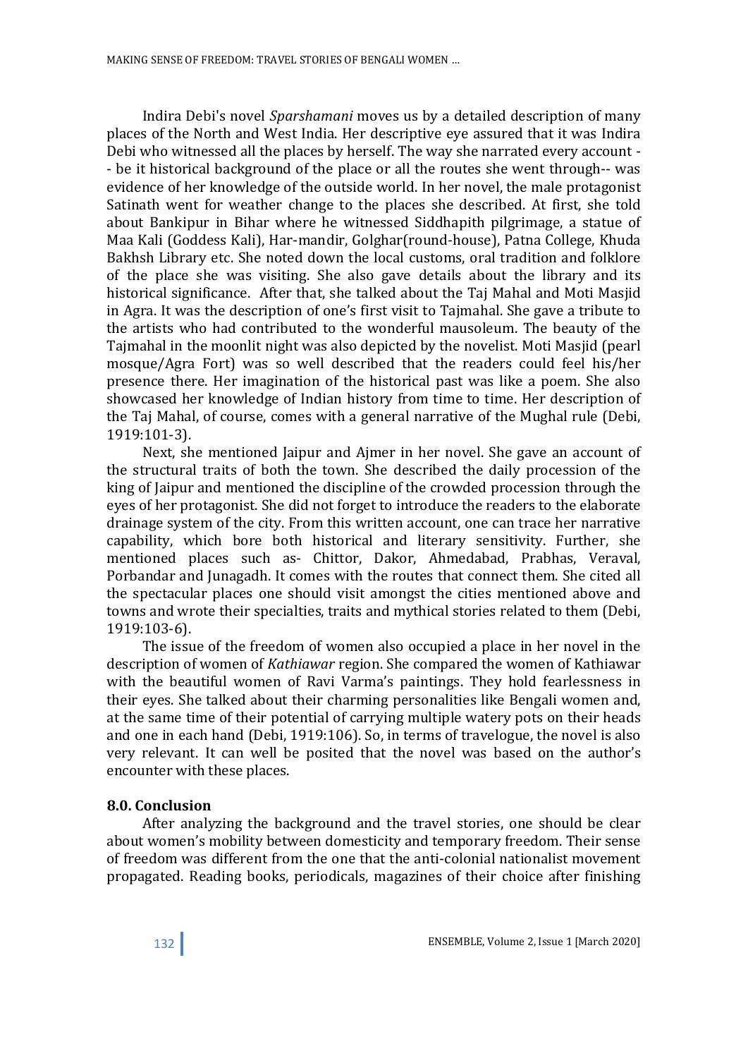Indira Debi's novel *Sparshamani* moves us by a detailed description of many places of the North and West India. Her descriptive eye assured that it was Indira Debi who witnessed all the places by herself. The way she narrated every account -- be it historical background of the place or all the routes she went through-- was evidence of her knowledge of the outside world. In her novel, the male protagonist Satinath went for weather change to the places she described. At first, she told about Bankipur in Bihar where he witnessed Siddhapith pilgrimage, a statue of Maa Kali (Goddess Kali), Har-mandir, Golghar(round-house), Patna College, Khuda Bakhsh Library etc. She noted down the local customs, oral tradition and folklore of the place she was visiting. She also gave details about the library and its historical significance. After that, she talked about the Taj Mahal and Moti Masjid in Agra. It was the description of one's first visit to Tajmahal. She gave a tribute to the artists who had contributed to the wonderful mausoleum. The beauty of the Tajmahal in the moonlit night was also depicted by the novelist. Moti Masjid (pearl mosque/Agra Fort) was so well described that the readers could feel his/her presence there. Her imagination of the historical past was like a poem. She also showcased her knowledge of Indian history from time to time. Her description of the Taj Mahal, of course, comes with a general narrative of the Mughal rule (Debi, 1919:101-3).

Next, she mentioned Jaipur and Ajmer in her novel. She gave an account of the structural traits of both the town. She described the daily procession of the king of Jaipur and mentioned the discipline of the crowded procession through the eyes of her protagonist. She did not forget to introduce the readers to the elaborate drainage system of the city. From this written account, one can trace her narrative capability, which bore both historical and literary sensitivity. Further, she mentioned places such as- Chittor, Dakor, Ahmedabad, Prabhas, Veraval, Porbandar and Junagadh. It comes with the routes that connect them. She cited all the spectacular places one should visit amongst the cities mentioned above and towns and wrote their specialties, traits and mythical stories related to them (Debi, 1919:103-6).

The issue of the freedom of women also occupied a place in her novel in the description of women of *Kathiawar* region. She compared the women of Kathiawar with the beautiful women of Ravi Varma's paintings. They hold fearlessness in their eyes. She talked about their charming personalities like Bengali women and, at the same time of their potential of carrying multiple watery pots on their heads and one in each hand (Debi, 1919:106). So, in terms of travelogue, the novel is also very relevant. It can well be posited that the novel was based on the author's encounter with these places.

## 8.0. Conclusion

After analyzing the background and the travel stories, one should be clear about women's mobility between domesticity and temporary freedom. Their sense of freedom was different from the one that the anti-colonial nationalist movement propagated. Reading books, periodicals, magazines of their choice after finishing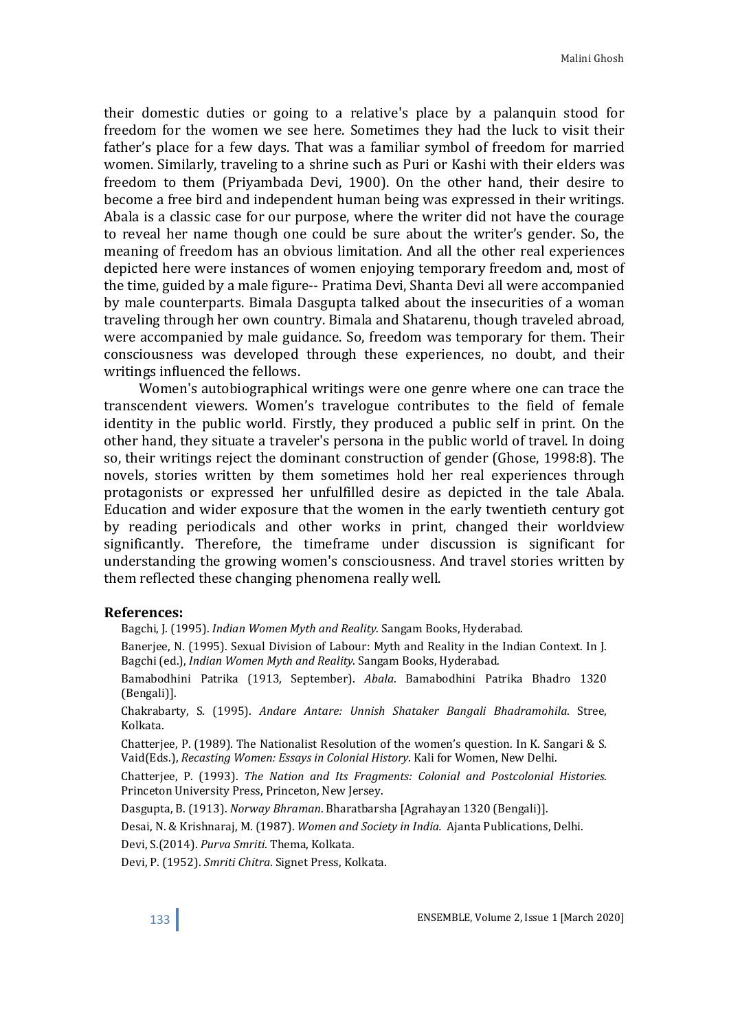their domestic duties or going to a relative's place by a palanquin stood for freedom for the women we see here. Sometimes they had the luck to visit their father's place for a few days. That was a familiar symbol of freedom for married women. Similarly, traveling to a shrine such as Puri or Kashi with their elders was freedom to them (Priyambada Devi, 1900). On the other hand, their desire to become a free bird and independent human being was expressed in their writings. Abala is a classic case for our purpose, where the writer did not have the courage to reveal her name though one could be sure about the writer's gender. So, the meaning of freedom has an obvious limitation. And all the other real experiences depicted here were instances of women enjoying temporary freedom and, most of the time, guided by a male figure-- Pratima Devi, Shanta Devi all were accompanied by male counterparts. Bimala Dasgupta talked about the insecurities of a woman traveling through her own country. Bimala and Shatarenu, though traveled abroad, were accompanied by male guidance. So, freedom was temporary for them. Their consciousness was developed through these experiences, no doubt, and their writings influenced the fellows.

Women's autobiographical writings were one genre where one can trace the transcendent viewers. Women's travelogue contributes to the field of female identity in the public world. Firstly, they produced a public self in print. On the other hand, they situate a traveler's persona in the public world of travel. In doing so, their writings reject the dominant construction of gender (Ghose, 1998:8). The novels, stories written by them sometimes hold her real experiences through protagonists or expressed her unfulfilled desire as depicted in the tale Abala. Education and wider exposure that the women in the early twentieth century got by reading periodicals and other works in print, changed their worldview significantly. Therefore, the timeframe under discussion is significant for understanding the growing women's consciousness. And travel stories written by them reflected these changing phenomena really well.

**References:**

Bagchi, J. (1995). *Indian Women Myth and Reality*. Sangam Books, Hyderabad.

Banerjee, N. (1995). Sexual Division of Labour: Myth and Reality in the Indian Context. In J. Bagchi (ed.), *Indian Women Myth and Reality*. Sangam Books, Hyderabad.

Bamabodhini Patrika (1913, September). *Abala*. Bamabodhini Patrika Bhadro 1320 (Bengali)].

Chakrabarty, S. (1995). *Andare Antare: Unnish Shataker Bangali Bhadramohila*. Stree, Kolkata.

Chatterjee, P. (1989). The Nationalist Resolution of the women's question. In K. Sangari & S. Vaid(Eds.), *Recasting Women: Essays in Colonial History*. Kali for Women, New Delhi.

Chatterjee, P. (1993). *The Nation and Its Fragments: Colonial and Postcolonial Histories*. Princeton University Press, Princeton, New Jersey.

Dasgupta, B. (1913). *Norway Bhraman*. Bharatbarsha [Agrahayan 1320 (Bengali)].

Desai, N. & Krishnaraj, M. (1987). *Women and Society in India.* Ajanta Publications, Delhi.

Devi, S.(2014). *Purva Smriti*. Thema, Kolkata.

Devi, P. (1952). *Smriti Chitra*. Signet Press, Kolkata.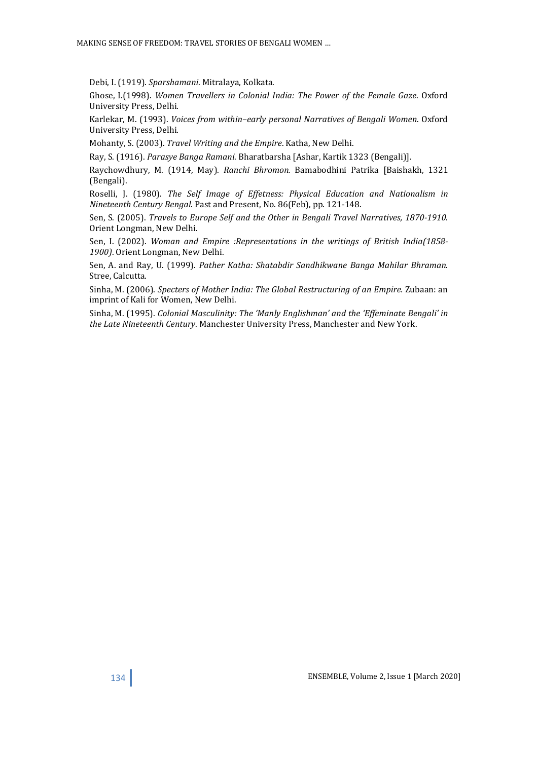Debi, I. (1919). *Sparshamani*. Mitralaya, Kolkata.

Ghose, I.(1998). *Women Travellers in Colonial India: The Power of the Female Gaze*. Oxford University Press, Delhi.

Karlekar, M. (1993). *Voices from within–early personal Narratives of Bengali Women*. Oxford University Press, Delhi.

Mohanty, S. (2003). *Travel Writing and the Empire*. Katha, New Delhi.

Ray, S. (1916). *Parasye Banga Ramani*. Bharatbarsha [Ashar, Kartik 1323 (Bengali)].

Raychowdhury, M. (1914, May). *Ranchi Bhromon*. Bamabodhini Patrika [Baishakh, 1321 (Bengali).

Roselli, J. (1980). *The Self Image of Effetness: Physical Education and Nationalism in Nineteenth Century Bengal*. Past and Present, No. 86(Feb), pp. 121-148.

Sen, S. (2005). *Travels to Europe Self and the Other in Bengali Travel Narratives, 1870-1910*. Orient Longman, New Delhi.

Sen, I. (2002). *Woman and Empire :Representations in the writings of British India(1858-1900)*. Orient Longman, New Delhi.

Sen, A. and Ray, U. (1999). *Pather Katha: Shatabdir Sandhikwane Banga Mahilar Bhraman*. Stree, Calcutta.

Sinha, M. (2006). *Specters of Mother India: The Global Restructuring of an Empire.* Zubaan: an imprint of Kali for Women, New Delhi.

Sinha, M. (1995). *Colonial Masculinity: The 'Manly Englishman' and the 'Effeminate Bengali' in the Late Nineteenth Century*. Manchester University Press, Manchester and New York.